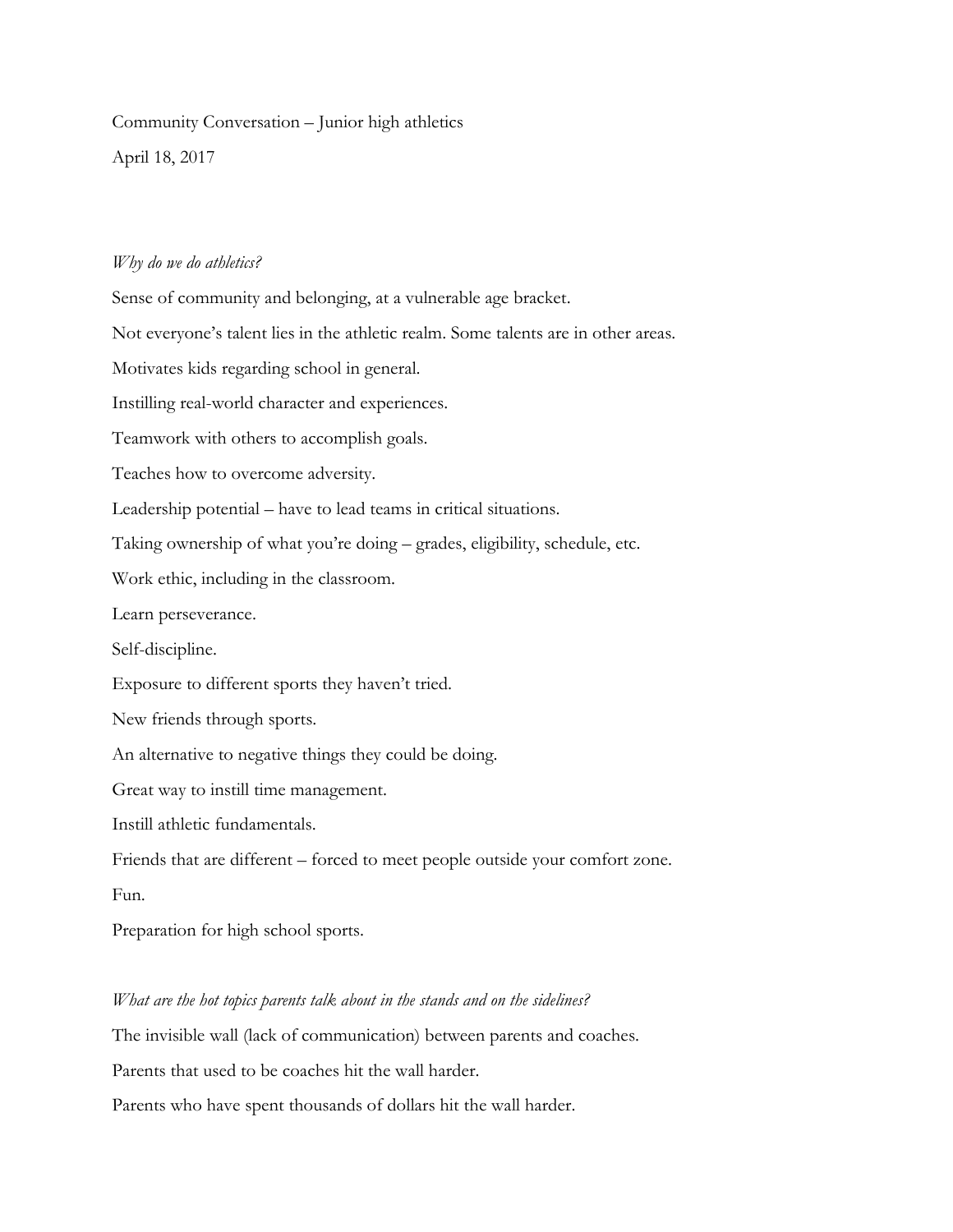Community Conversation – Junior high athletics

April 18, 2017

*Why do we do athletics?*

Sense of community and belonging, at a vulnerable age bracket.

Not everyone's talent lies in the athletic realm. Some talents are in other areas.

Motivates kids regarding school in general.

Instilling real-world character and experiences.

Teamwork with others to accomplish goals.

Teaches how to overcome adversity.

Leadership potential – have to lead teams in critical situations.

Taking ownership of what you're doing – grades, eligibility, schedule, etc.

Work ethic, including in the classroom.

Learn perseverance.

Self-discipline.

Exposure to different sports they haven't tried.

New friends through sports.

An alternative to negative things they could be doing.

Great way to instill time management.

Instill athletic fundamentals.

Friends that are different – forced to meet people outside your comfort zone.

Fun.

Preparation for high school sports.

*What are the hot topics parents talk about in the stands and on the sidelines?*

The invisible wall (lack of communication) between parents and coaches.

Parents that used to be coaches hit the wall harder.

Parents who have spent thousands of dollars hit the wall harder.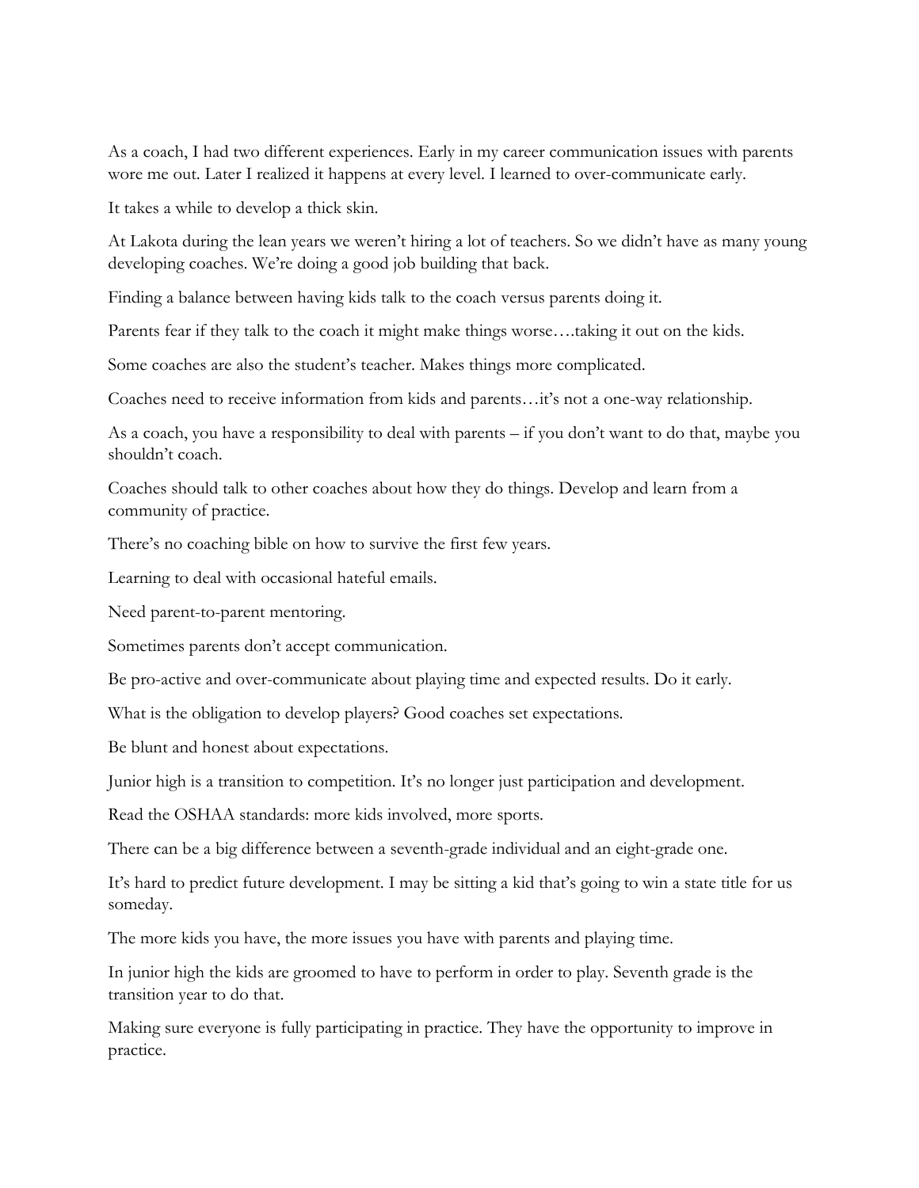As a coach, I had two different experiences. Early in my career communication issues with parents wore me out. Later I realized it happens at every level. I learned to over-communicate early.

It takes a while to develop a thick skin.

At Lakota during the lean years we weren't hiring a lot of teachers. So we didn't have as many young developing coaches. We're doing a good job building that back.

Finding a balance between having kids talk to the coach versus parents doing it.

Parents fear if they talk to the coach it might make things worse….taking it out on the kids.

Some coaches are also the student's teacher. Makes things more complicated.

Coaches need to receive information from kids and parents…it's not a one-way relationship.

As a coach, you have a responsibility to deal with parents – if you don't want to do that, maybe you shouldn't coach.

Coaches should talk to other coaches about how they do things. Develop and learn from a community of practice.

There's no coaching bible on how to survive the first few years.

Learning to deal with occasional hateful emails.

Need parent-to-parent mentoring.

Sometimes parents don't accept communication.

Be pro-active and over-communicate about playing time and expected results. Do it early.

What is the obligation to develop players? Good coaches set expectations.

Be blunt and honest about expectations.

Junior high is a transition to competition. It's no longer just participation and development.

Read the OSHAA standards: more kids involved, more sports.

There can be a big difference between a seventh-grade individual and an eight-grade one.

It's hard to predict future development. I may be sitting a kid that's going to win a state title for us someday.

The more kids you have, the more issues you have with parents and playing time.

In junior high the kids are groomed to have to perform in order to play. Seventh grade is the transition year to do that.

Making sure everyone is fully participating in practice. They have the opportunity to improve in practice.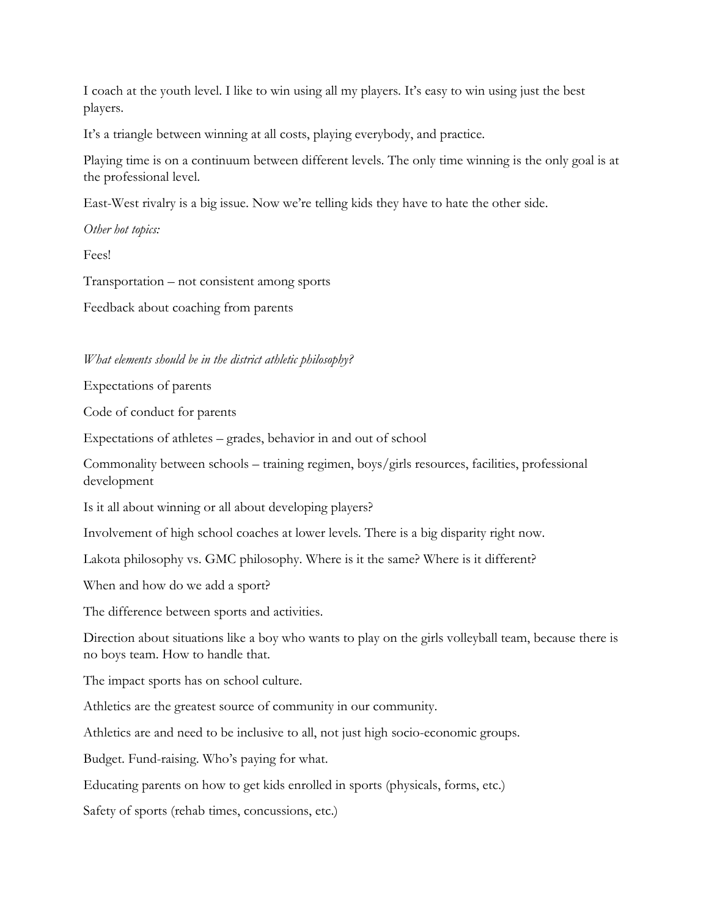I coach at the youth level. I like to win using all my players. It's easy to win using just the best players.

It's a triangle between winning at all costs, playing everybody, and practice.

Playing time is on a continuum between different levels. The only time winning is the only goal is at the professional level.

East-West rivalry is a big issue. Now we're telling kids they have to hate the other side.

*Other hot topics:*

Fees!

Transportation – not consistent among sports

Feedback about coaching from parents

*What elements should be in the district athletic philosophy?*

Expectations of parents

Code of conduct for parents

Expectations of athletes – grades, behavior in and out of school

Commonality between schools – training regimen, boys/girls resources, facilities, professional development

Is it all about winning or all about developing players?

Involvement of high school coaches at lower levels. There is a big disparity right now.

Lakota philosophy vs. GMC philosophy. Where is it the same? Where is it different?

When and how do we add a sport?

The difference between sports and activities.

Direction about situations like a boy who wants to play on the girls volleyball team, because there is no boys team. How to handle that.

The impact sports has on school culture.

Athletics are the greatest source of community in our community.

Athletics are and need to be inclusive to all, not just high socio-economic groups.

Budget. Fund-raising. Who's paying for what.

Educating parents on how to get kids enrolled in sports (physicals, forms, etc.)

Safety of sports (rehab times, concussions, etc.)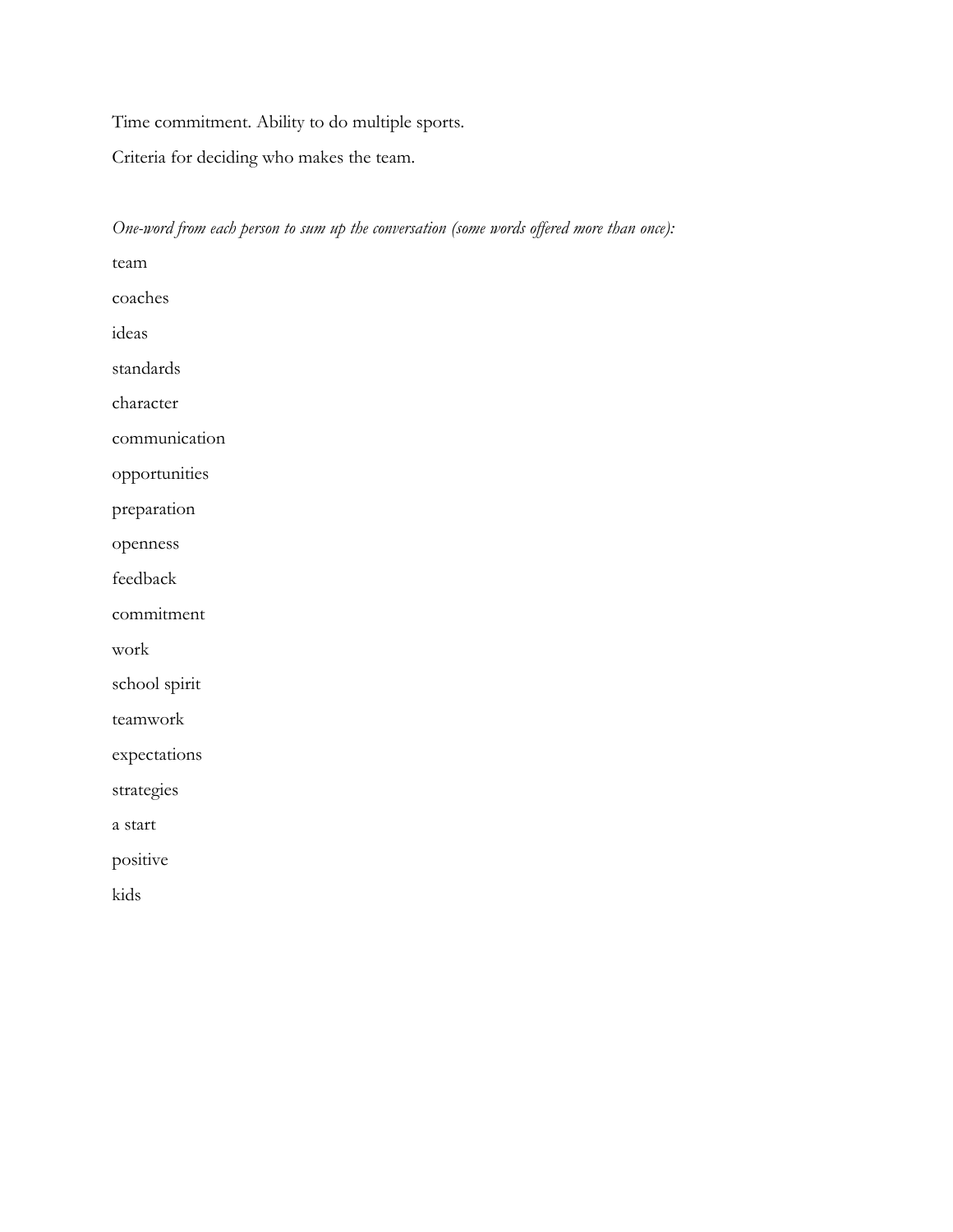Time commitment. Ability to do multiple sports.

Criteria for deciding who makes the team.

*One-word from each person to sum up the conversation (some words offered more than once):*

team

coaches

ideas

standards

character

communication

opportunities

preparation

openness

feedback

commitment

work

school spirit

teamwork

expectations

strategies

a start

positive

kids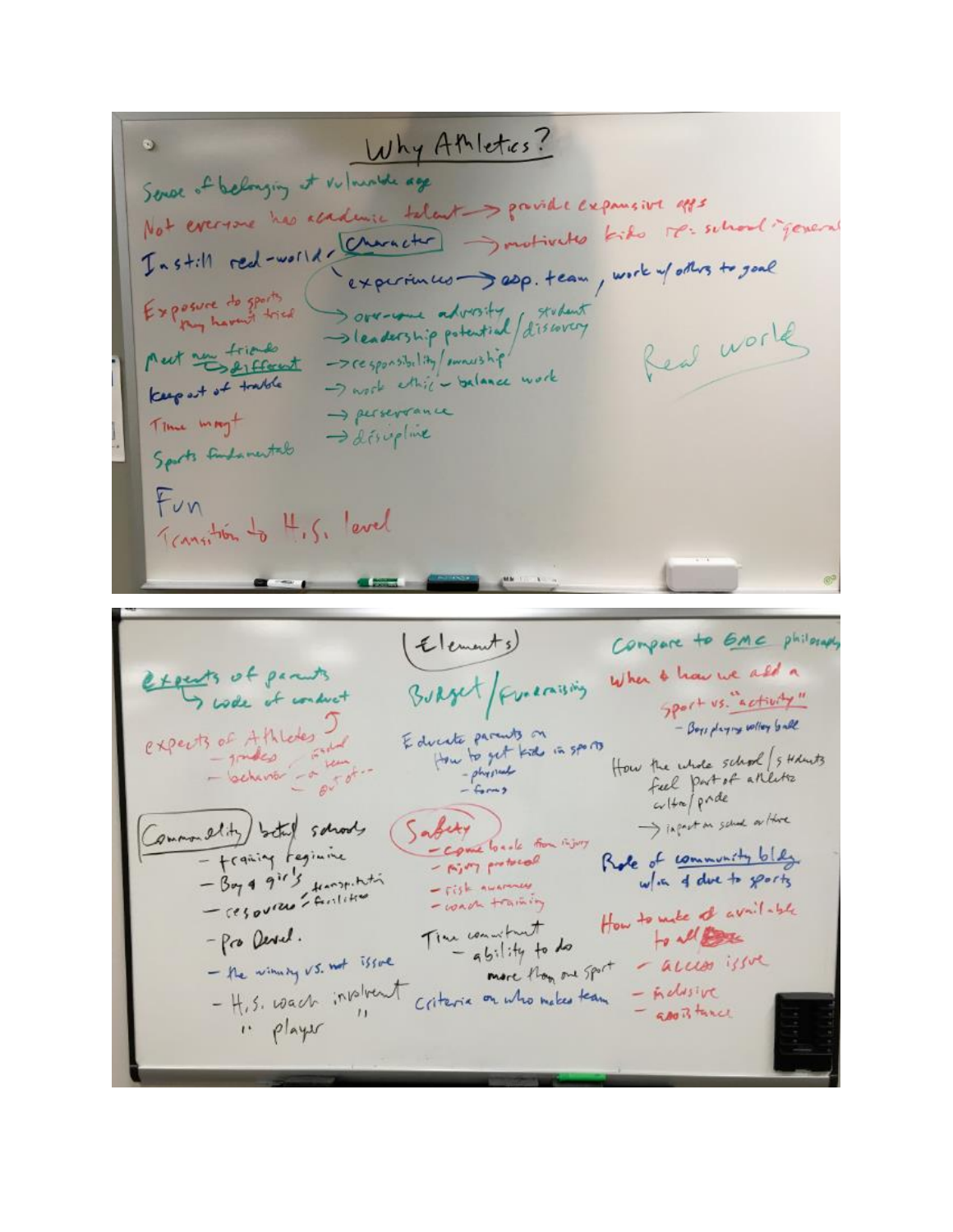# Why Athletics?

- Sense of belonging at vulnerable age
- Not everyone has academic talent → provide expansive opps
- Instill real-world character → motivates kids re: school in general
  - experiences → esp. team, work w/ others to goal
  - → overcome adversity / student discovery
  - → leadership potential
  - → responsibility / ownership
  - → work ethic – balance work
  - → perseverance
  - → discipline
- Exposure to sports they haven't tried
- Meet new friends → different
- Keep out of trouble
- Time mngt
- Sports fundamentals
- Fun
- Transition to H.S. level

Real world

# (Elements)

**Expects of parents**
- → code of conduct

**Expects of Athletes**
- grades
- behavior
- if on a team – out of…

**Budget / Fundraising**

**Educate parents on**
- How to get kids in sports
  - physicals
  - forms

**Compare to GMC philosophy**

**When & how we add a sport vs. "activity"**
- Boys playing volley ball

**How the whole school / students feel part of athletic culture / pride**
- → impact on school culture

**Commonality between schools**
- training regimine
- Boy & girl's
- transportation
- resources / facilities
- Pro Devel.
- the winning vs. not issue
- H.S. coach involvement
- " player

**Safety**
- come back from injury
- injury protocol
- risk awareness
- coach training

**Time commitment**
- ability to do more than one sport

**Criteria on who makes team**

**Role of community bldg. w/in & due to sports**

**How to make available to all**
- access issue
- inclusive
- assistance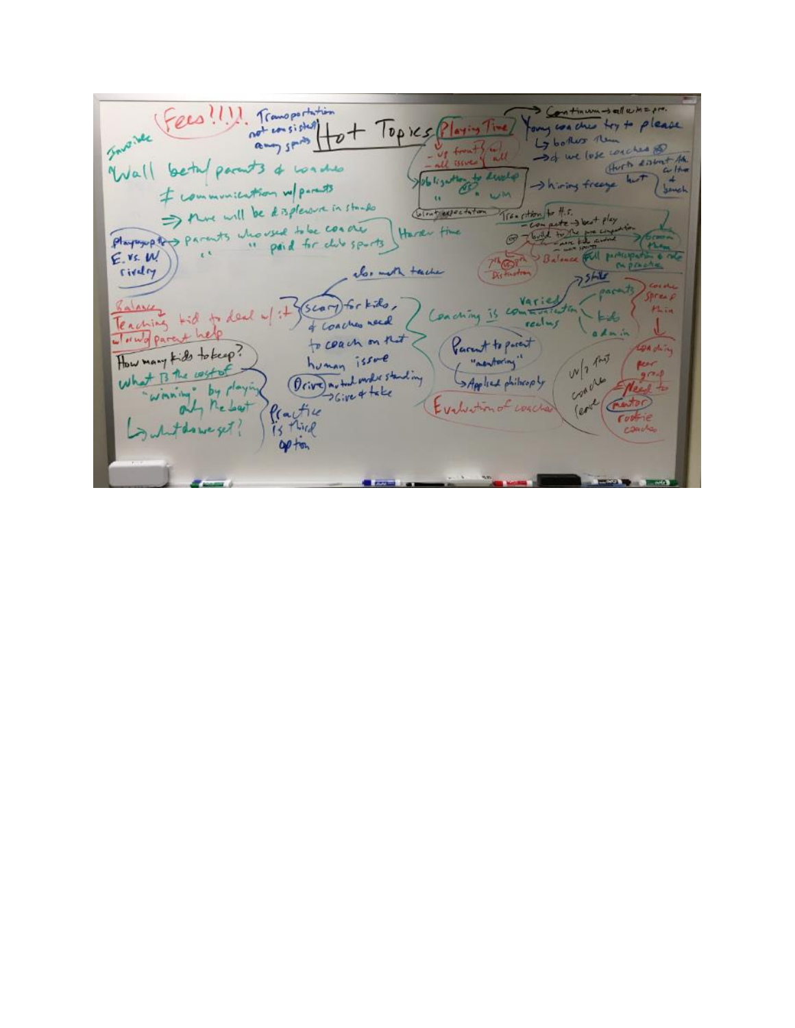Fees!!!!

Transportation not consistent among sports

Juvenile

# Hot Topics

Playing Time

- up front w/ all
- all issues w/ all

Obligation to develop vs. win

Clear expectation

→ Continuum → all win = pro.

Young coaches try to please

↳ bothers them

→ & we lose coaches

→ hiring freeze hurt

Hurts district culture & bench

"Wall" betw/ parents & coaches

≠ communication w/ parents

⇒ there will be displeasure in stands

Playgroups → parents who used to be coaches

" " paid for club sports

Harder time

E. vs. W. rivalry

Transition to H.S.

- compete → best play
- vs. build to the pre competition
  - more kids involved
  - more sports

Grow them

7th vs. 8th Distinction

Balance Full participation & role in practice

also math teacher

Balance

Teaching kid to deal w/ it

w/o w/ parent help

Scary for kids, & coaches need to coach on that human issue

Drive mutual understanding

→ Give & take

Coaching is communication

varied realms

→ staff

parents

kids

admin

coaches spread thin

How many kids to keep?

What is the cost of "winning" by playing only the best

↳ what do we get?

Practice is third option

Parent to parent "mentoring"

↳ Applied philosophy

Evaluation of coaches

w/o that coaches leave

coaching peer group

Need to mentor rookie coaches